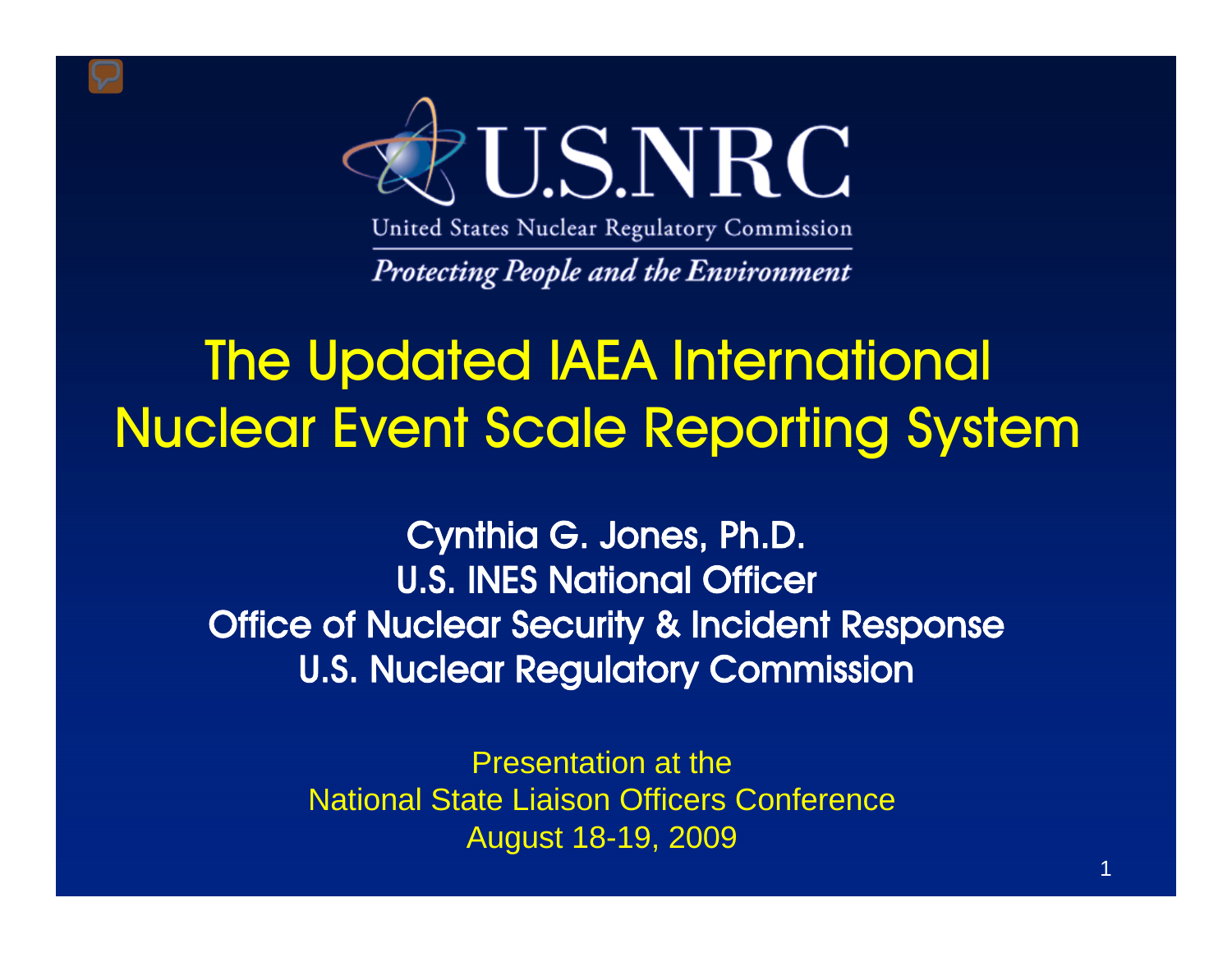U.S.NRC

United States Nuclear Regulatory Commission

*Protecting People and the Environment*

# The Updated IAEA International Nuclear Event Scale Reporting System

**Cynthia G. Jones, Ph.D.**
**U.S. INES National Officer**
**Office of Nuclear Security & Incident Response**
**U.S. Nuclear Regulatory Commission**

Presentation at the
National State Liaison Officers Conference
August 18-19, 2009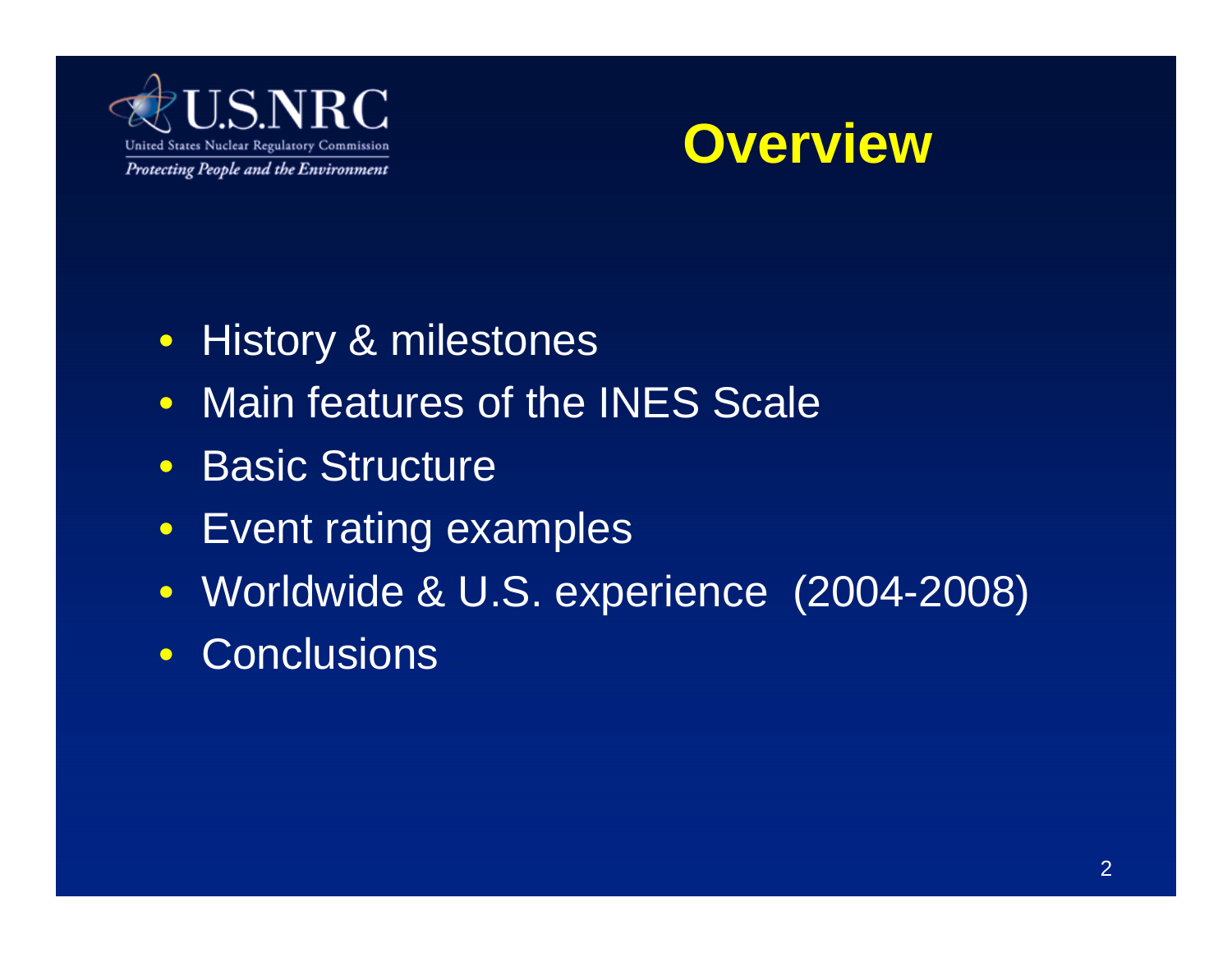# Overview

- History & milestones
- Main features of the INES Scale
- Basic Structure
- Event rating examples
- Worldwide & U.S. experience (2004-2008)
- Conclusions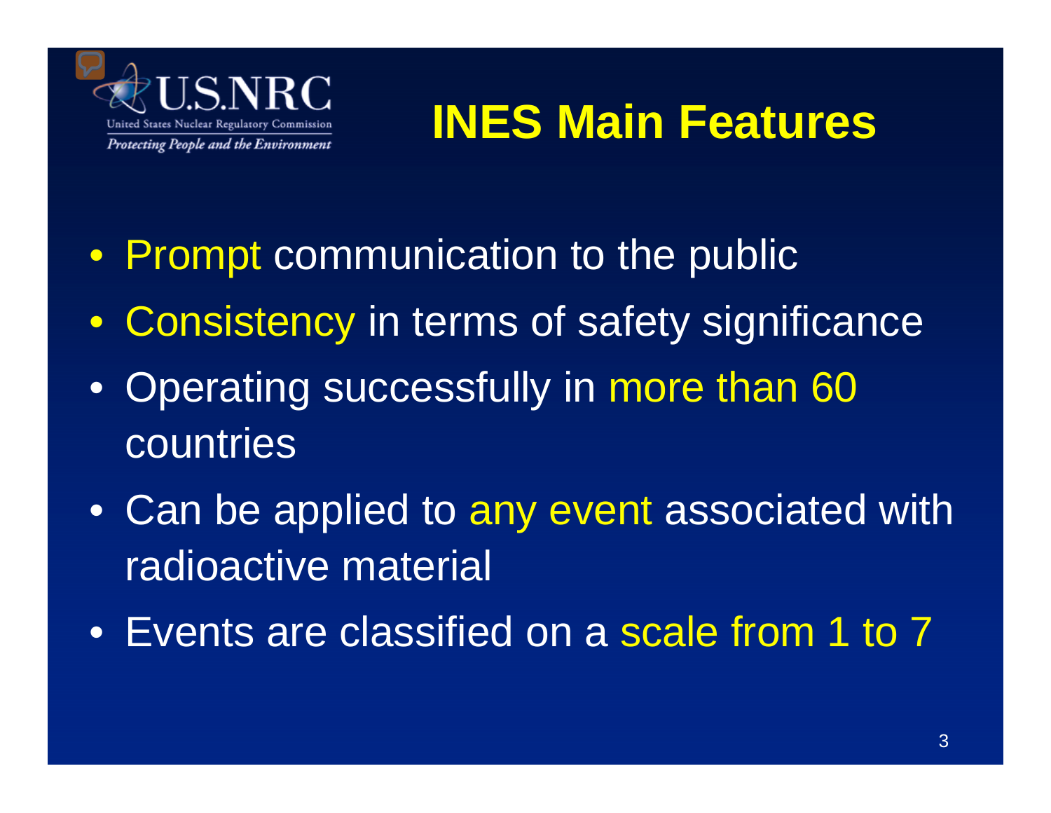# INES Main Features

- Prompt communication to the public
- Consistency in terms of safety significance
- Operating successfully in more than 60 countries
- Can be applied to any event associated with radioactive material
- Events are classified on a scale from 1 to 7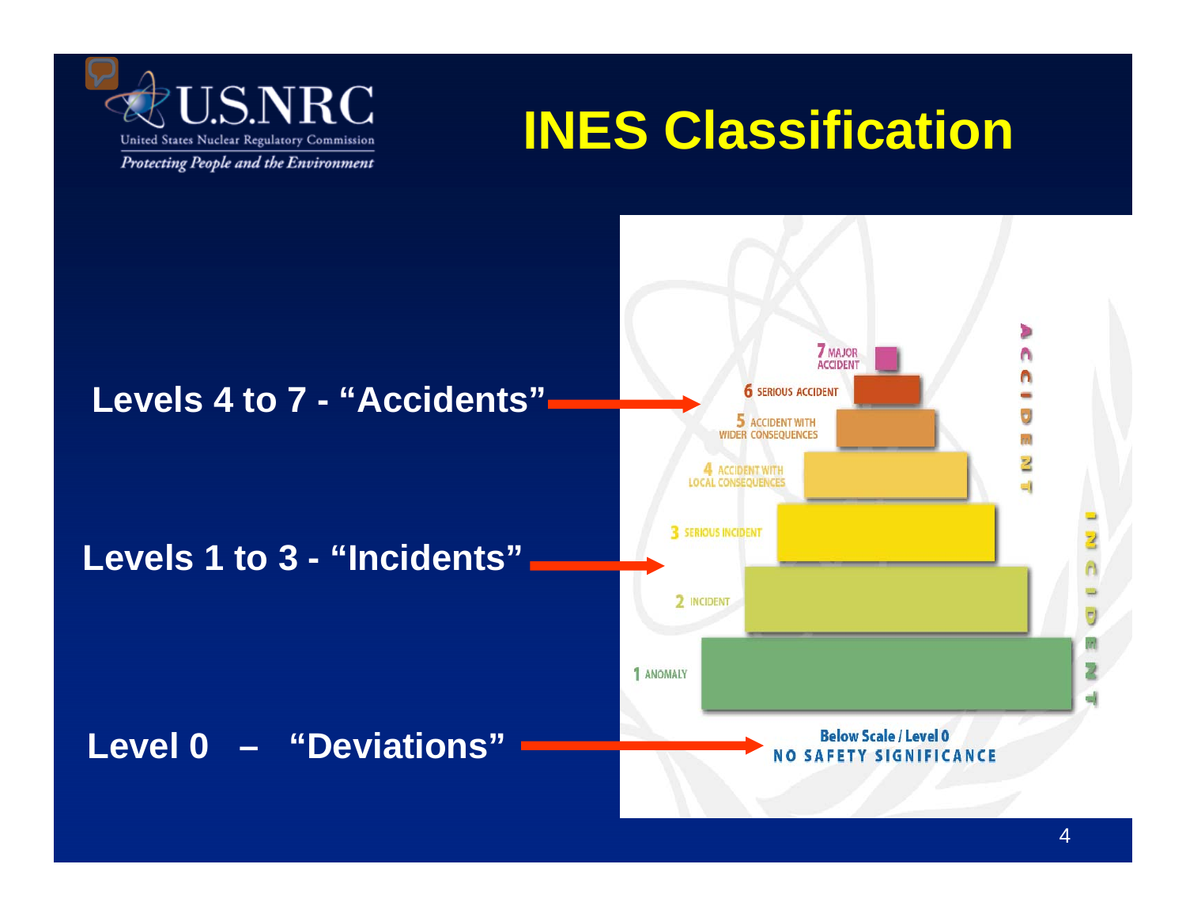# INES Classification

**Levels 4 to 7 - "Accidents"**

**Levels 1 to 3 - "Incidents"**

**Level 0 – "Deviations"**

7 MAJOR ACCIDENT

6 SERIOUS ACCIDENT

5 ACCIDENT WITH WIDER CONSEQUENCES

4 ACCIDENT WITH LOCAL CONSEQUENCES

3 SERIOUS INCIDENT

2 INCIDENT

1 ANOMALY

Below Scale / Level 0
NO SAFETY SIGNIFICANCE

ACCIDENT

INCIDENT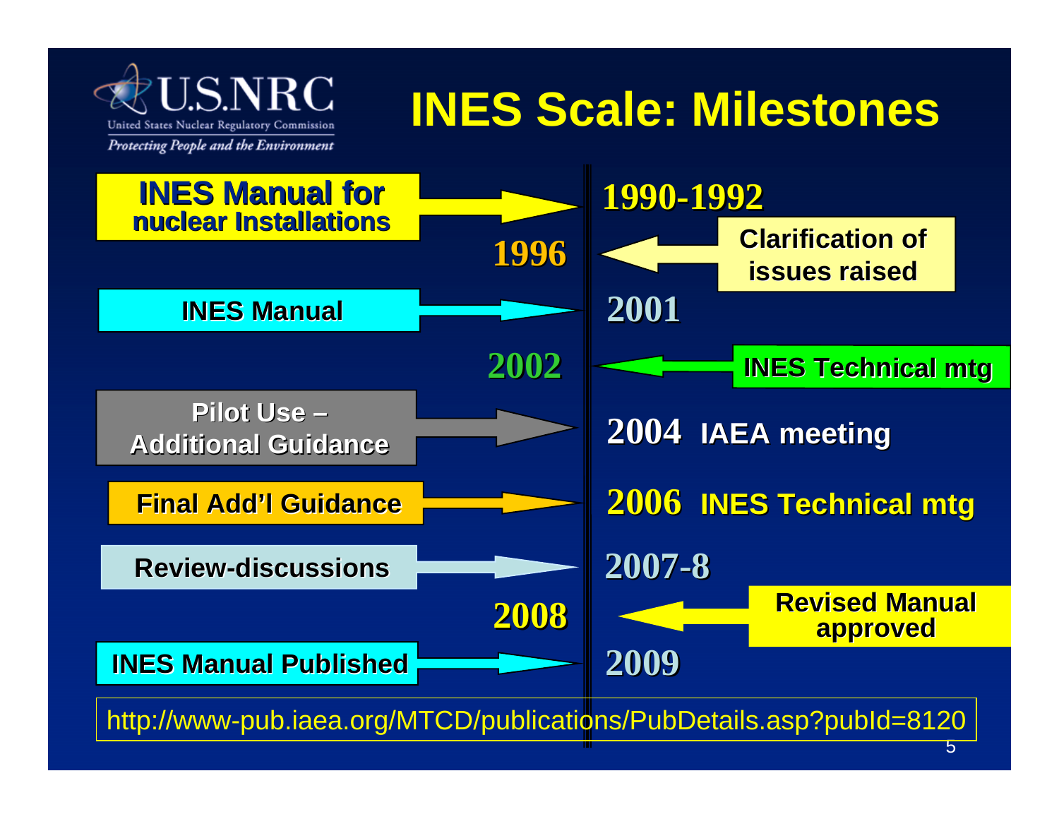# INES Scale: Milestones

U.S.NRC — United States Nuclear Regulatory Commission — *Protecting People and the Environment*

- **1990-1992** — INES Manual for nuclear Installations
- **1996** — Clarification of issues raised
- **2001** — INES Manual
- **2002** — INES Technical mtg
- **2004** IAEA meeting — Pilot Use – Additional Guidance
- **2006** INES Technical mtg — Final Add'l Guidance
- **2007-8** — Review-discussions
- **2008** — Revised Manual approved
- **2009** — INES Manual Published

http://www-pub.iaea.org/MTCD/publications/PubDetails.asp?pubId=8120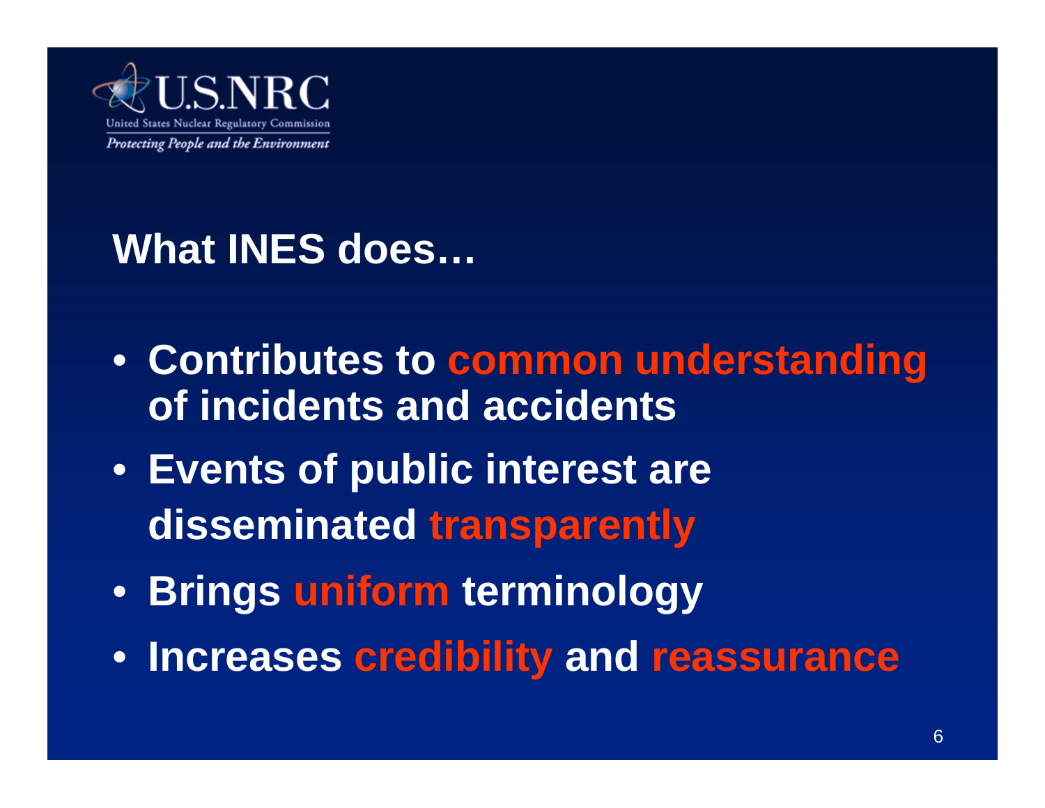U.S.NRC
United States Nuclear Regulatory Commission
*Protecting People and the Environment*

# What INES does…

- **Contributes to common understanding of incidents and accidents**
- **Events of public interest are disseminated transparently**
- **Brings uniform terminology**
- **Increases credibility and reassurance**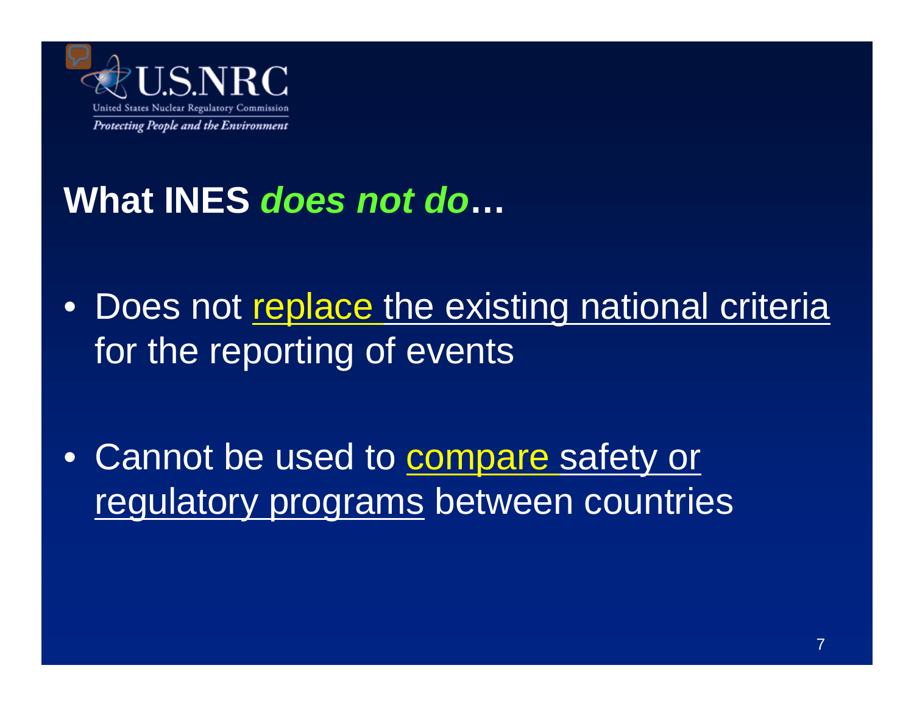## What INES *does not do*…

- Does not replace the existing national criteria for the reporting of events

- Cannot be used to compare safety or regulatory programs between countries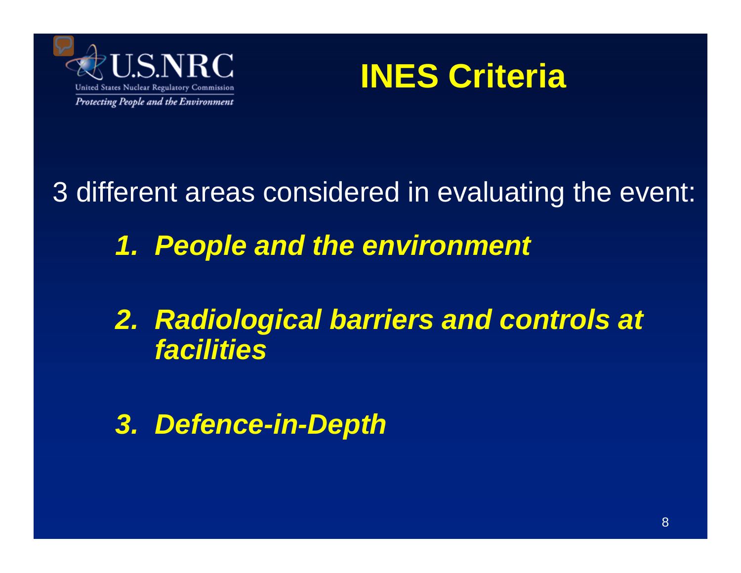# INES Criteria

3 different areas considered in evaluating the event:

1. ***People and the environment***
2. ***Radiological barriers and controls at facilities***
3. ***Defence-in-Depth***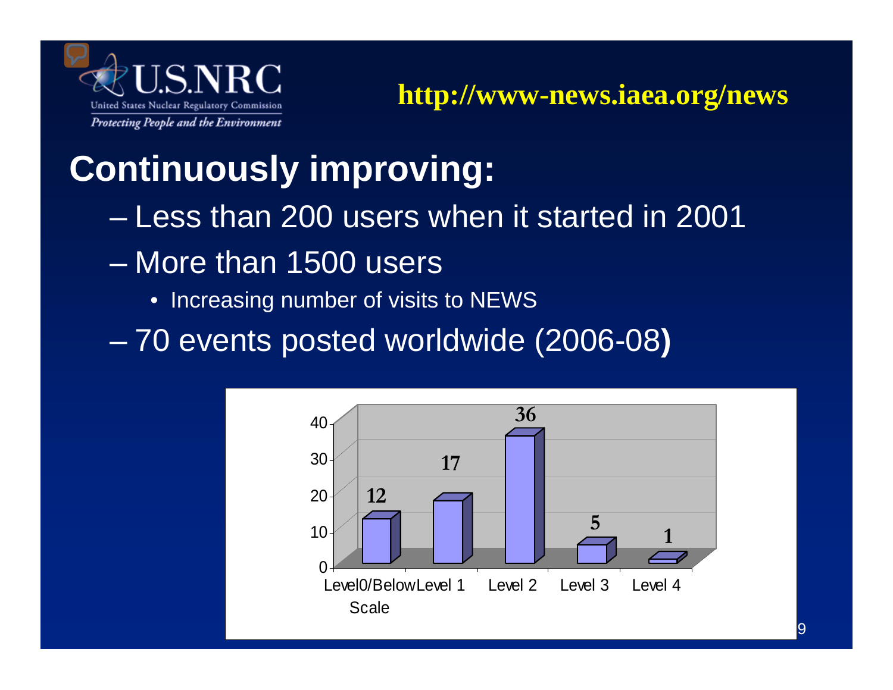http://www-news.iaea.org/news

# Continuously improving:

- Less than 200 users when it started in 2001
- More than 1500 users
  - Increasing number of visits to NEWS
- 70 events posted worldwide (2006-08)

| Level | Events |
|---|---|
| Level0/Below Scale | 12 |
| Level 1 | 17 |
| Level 2 | 36 |
| Level 3 | 5 |
| Level 4 | 1 |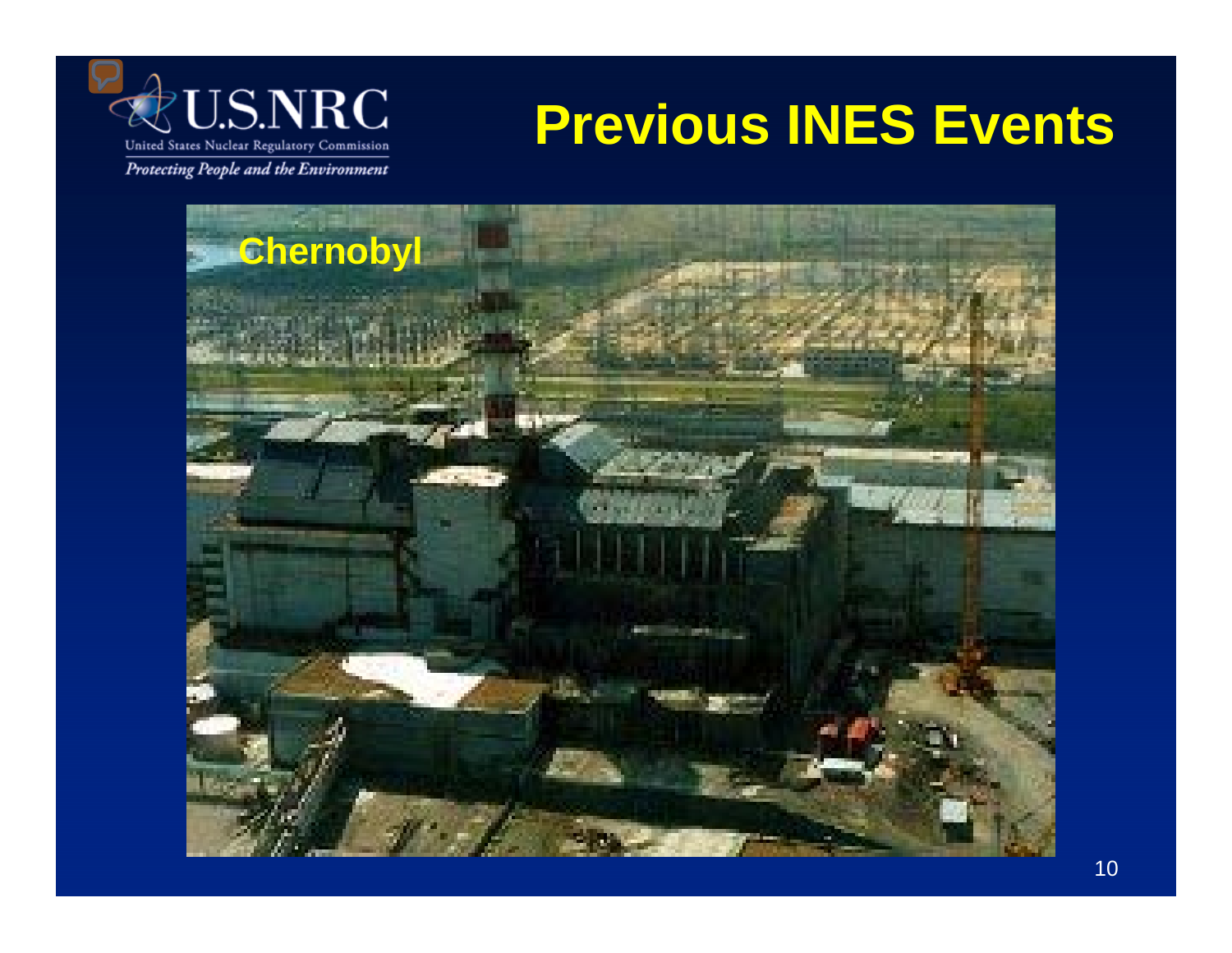# Previous INES Events

Chernobyl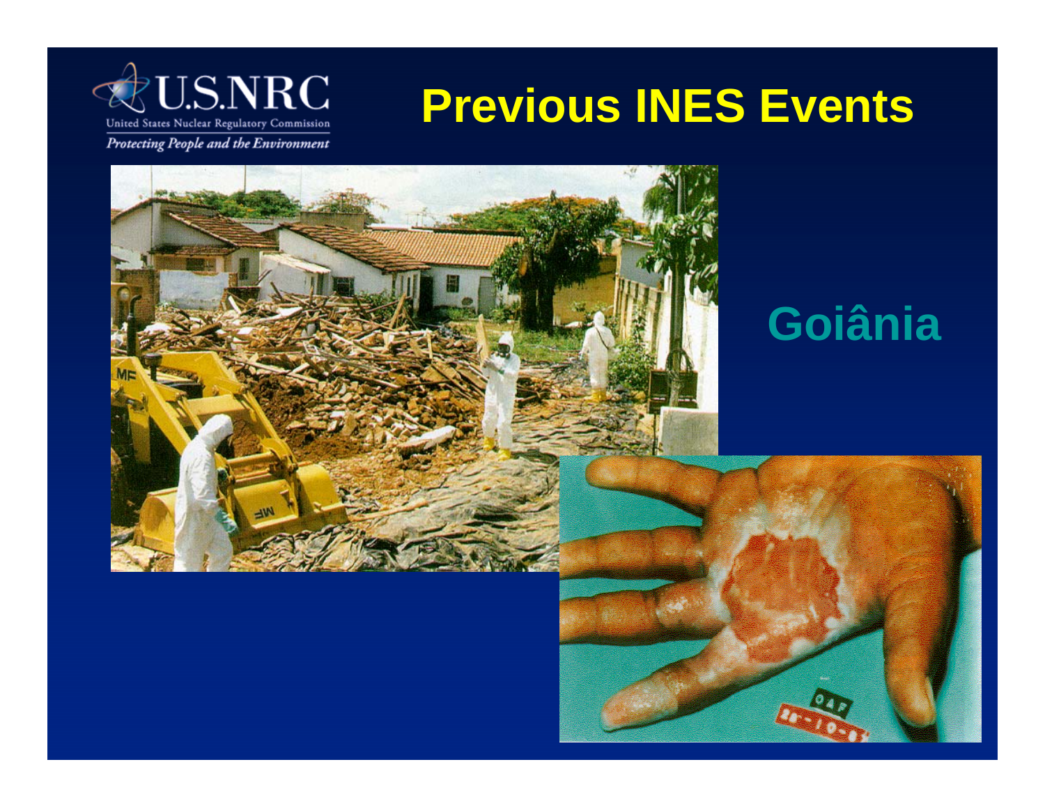# Previous INES Events

Goiânia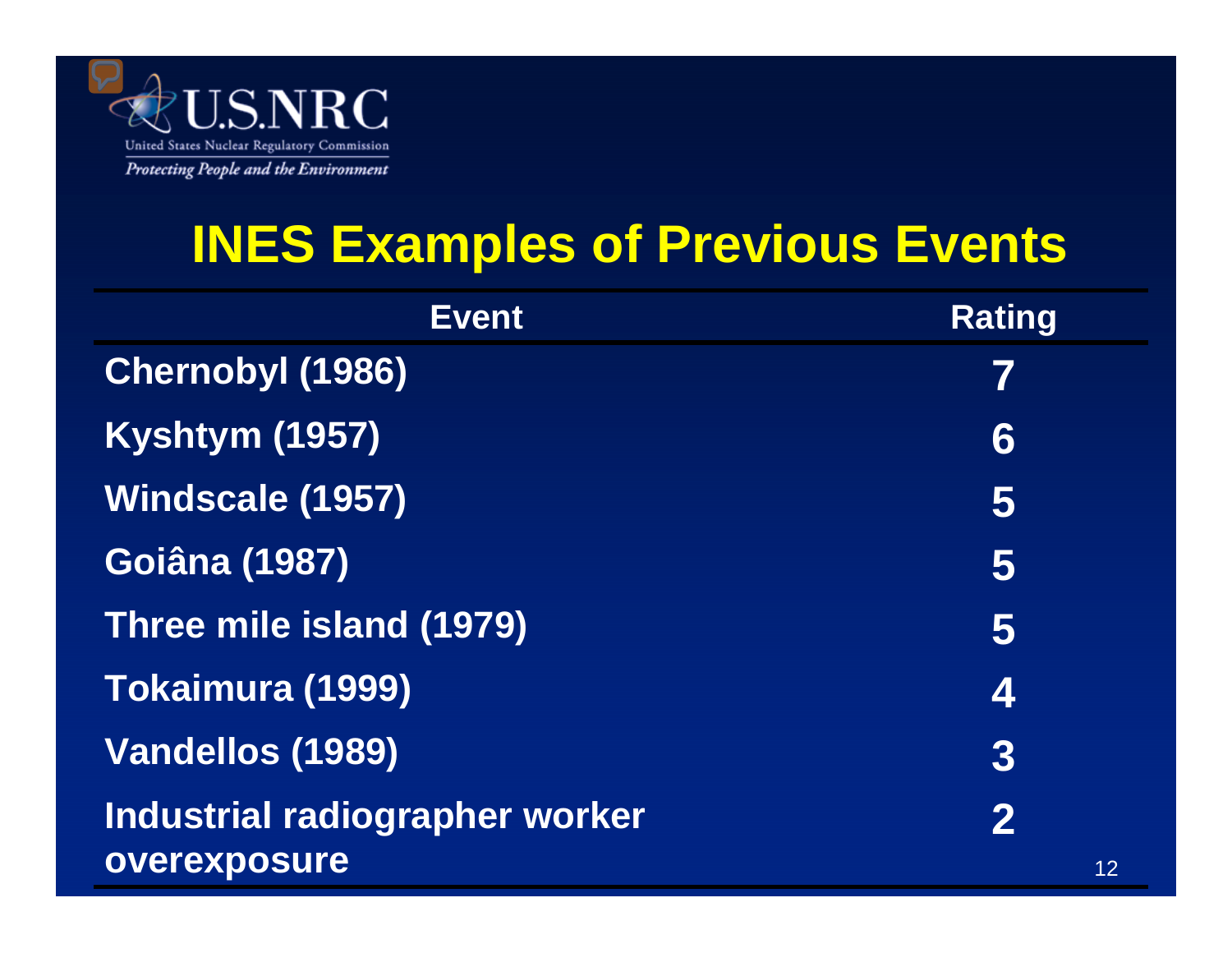# INES Examples of Previous Events

| Event | Rating |
|---|---|
| Chernobyl (1986) | 7 |
| Kyshtym (1957) | 6 |
| Windscale (1957) | 5 |
| Goiâna (1987) | 5 |
| Three mile island (1979) | 5 |
| Tokaimura (1999) | 4 |
| Vandellos (1989) | 3 |
| Industrial radiographer worker overexposure | 2 |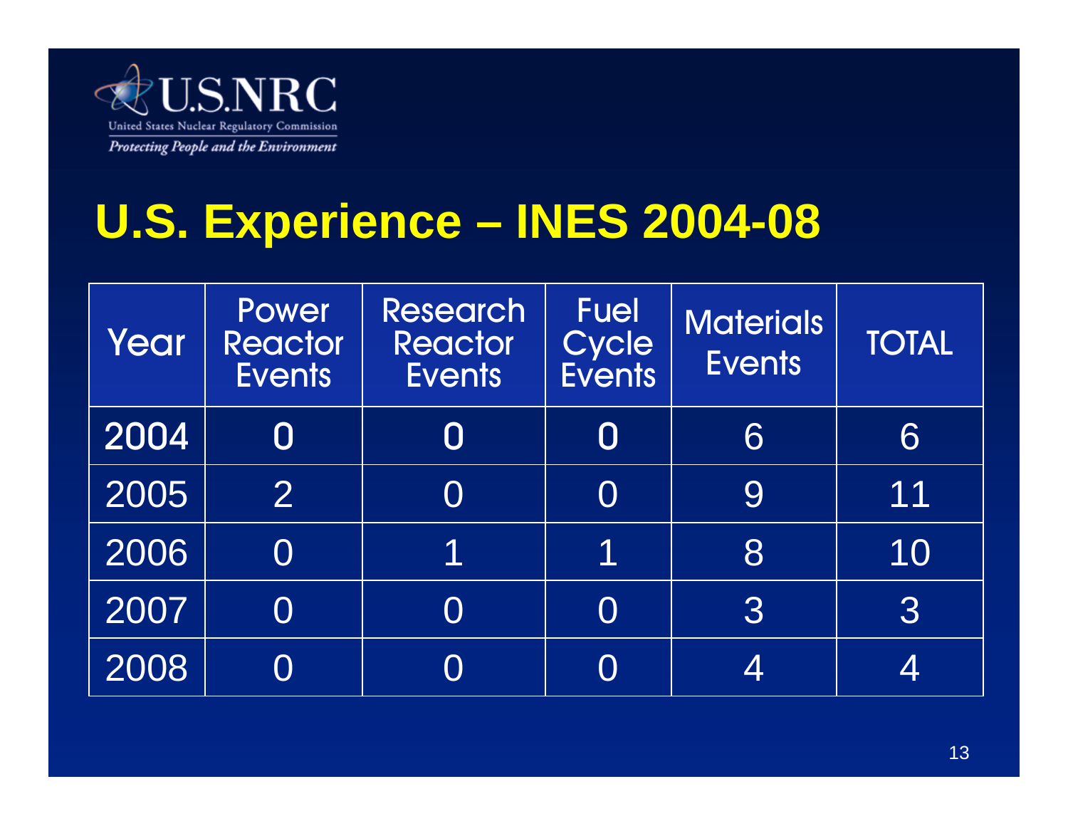# U.S. Experience – INES 2004-08

| Year | Power Reactor Events | Research Reactor Events | Fuel Cycle Events | Materials Events | TOTAL |
|---|---|---|---|---|---|
| 2004 | 0 | 0 | 0 | 6 | 6 |
| 2005 | 2 | 0 | 0 | 9 | 11 |
| 2006 | 0 | 1 | 1 | 8 | 10 |
| 2007 | 0 | 0 | 0 | 3 | 3 |
| 2008 | 0 | 0 | 0 | 4 | 4 |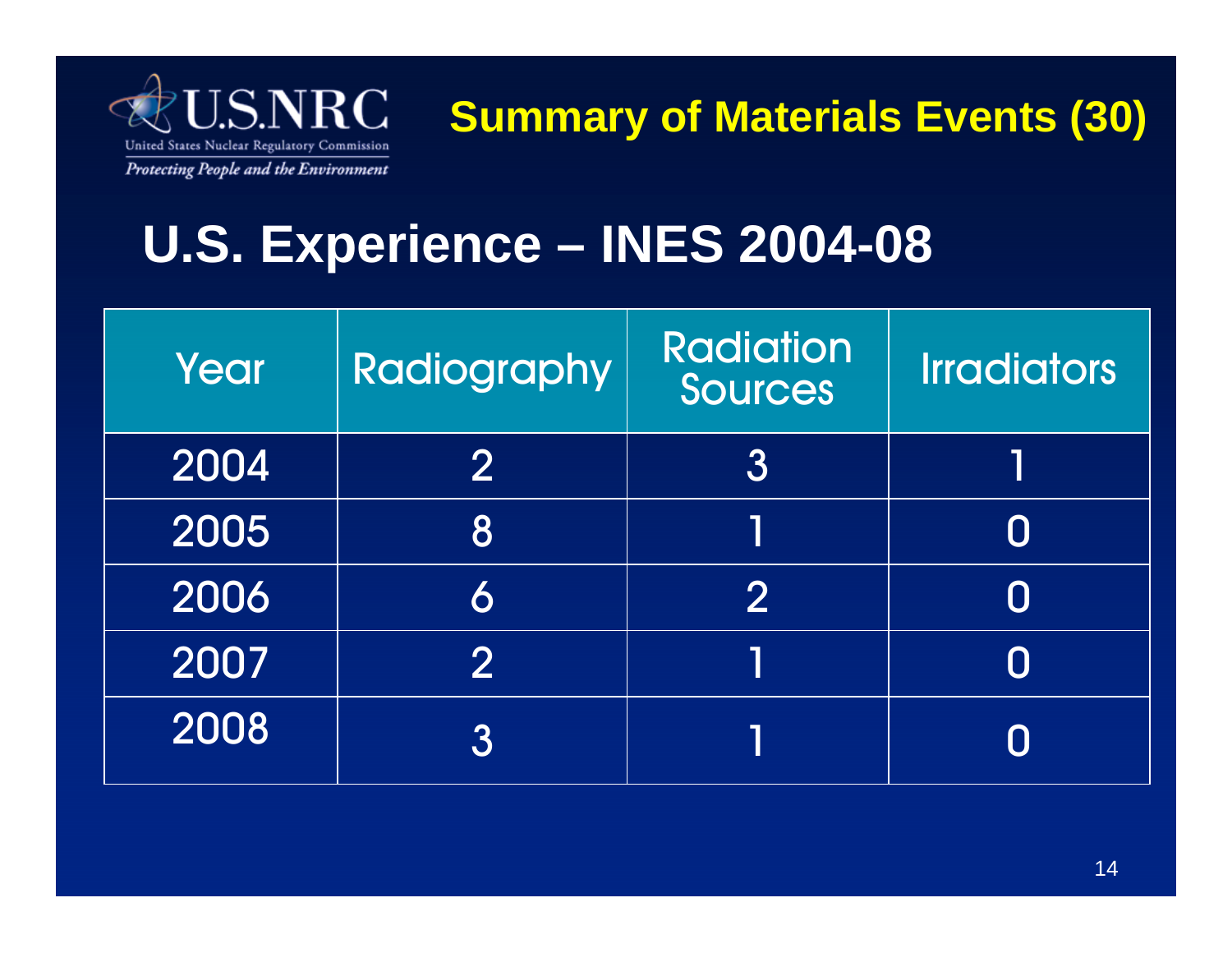# Summary of Materials Events (30)

## U.S. Experience – INES 2004-08

| Year | Radiography | Radiation Sources | Irradiators |
|---|---|---|---|
| 2004 | 2 | 3 | 1 |
| 2005 | 8 | 1 | 0 |
| 2006 | 6 | 2 | 0 |
| 2007 | 2 | 1 | 0 |
| 2008 | 3 | 1 | 0 |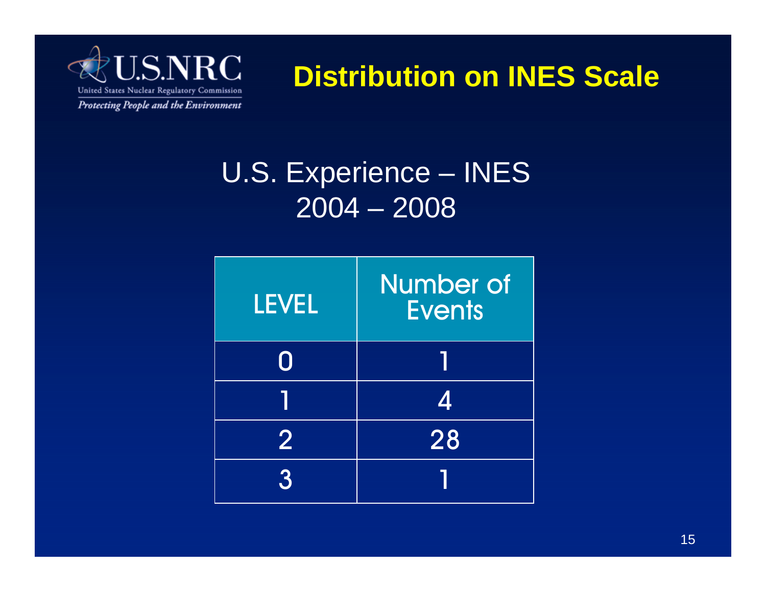U.S.NRC
United States Nuclear Regulatory Commission
*Protecting People and the Environment*

# Distribution on INES Scale

## U.S. Experience – INES 2004 – 2008

| LEVEL | Number of Events |
|---|---|
| 0 | 1 |
| 1 | 4 |
| 2 | 28 |
| 3 | 1 |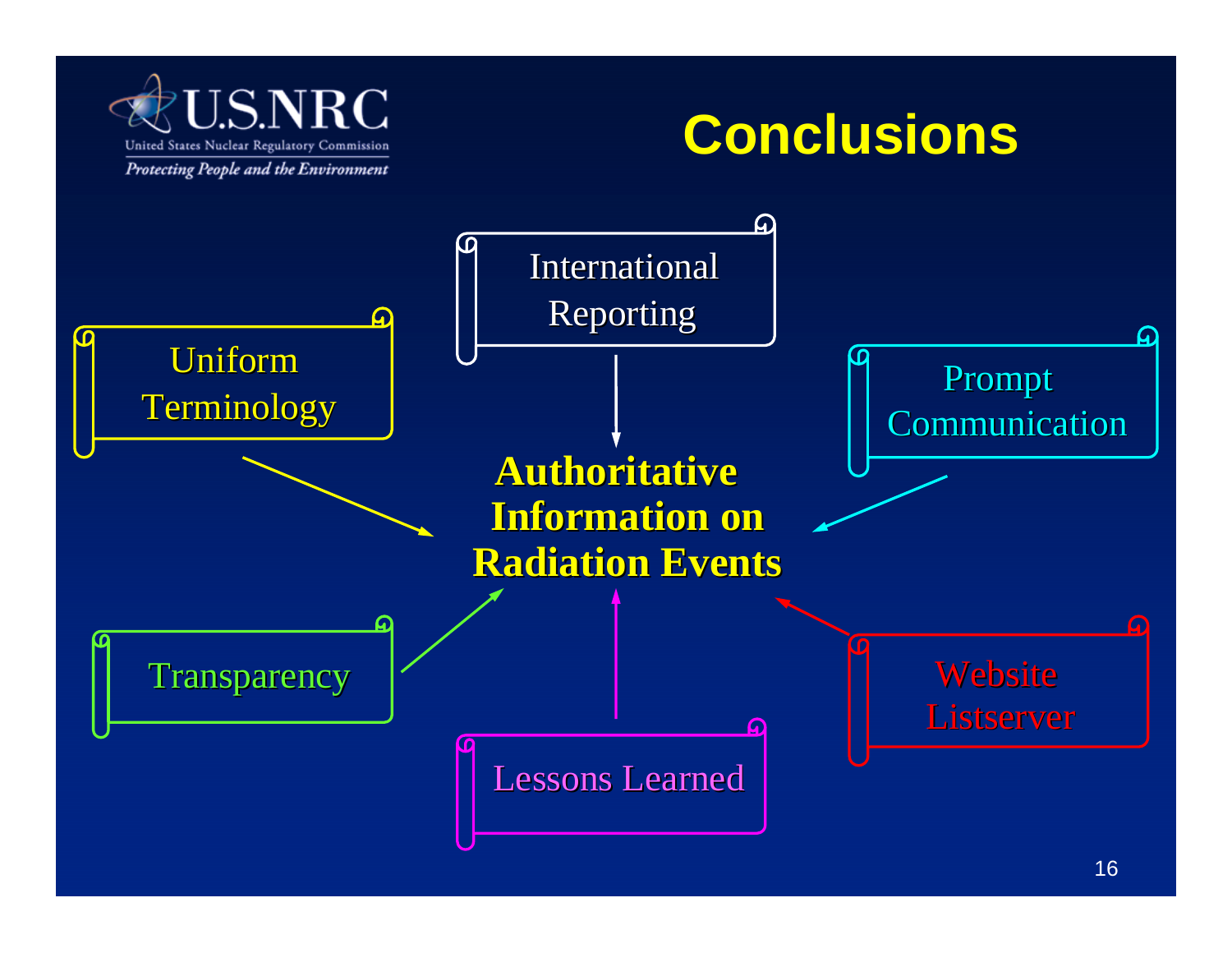# Conclusions

**Authoritative Information on Radiation Events**

- International Reporting
- Uniform Terminology
- Prompt Communication
- Transparency
- Lessons Learned
- Website Listserver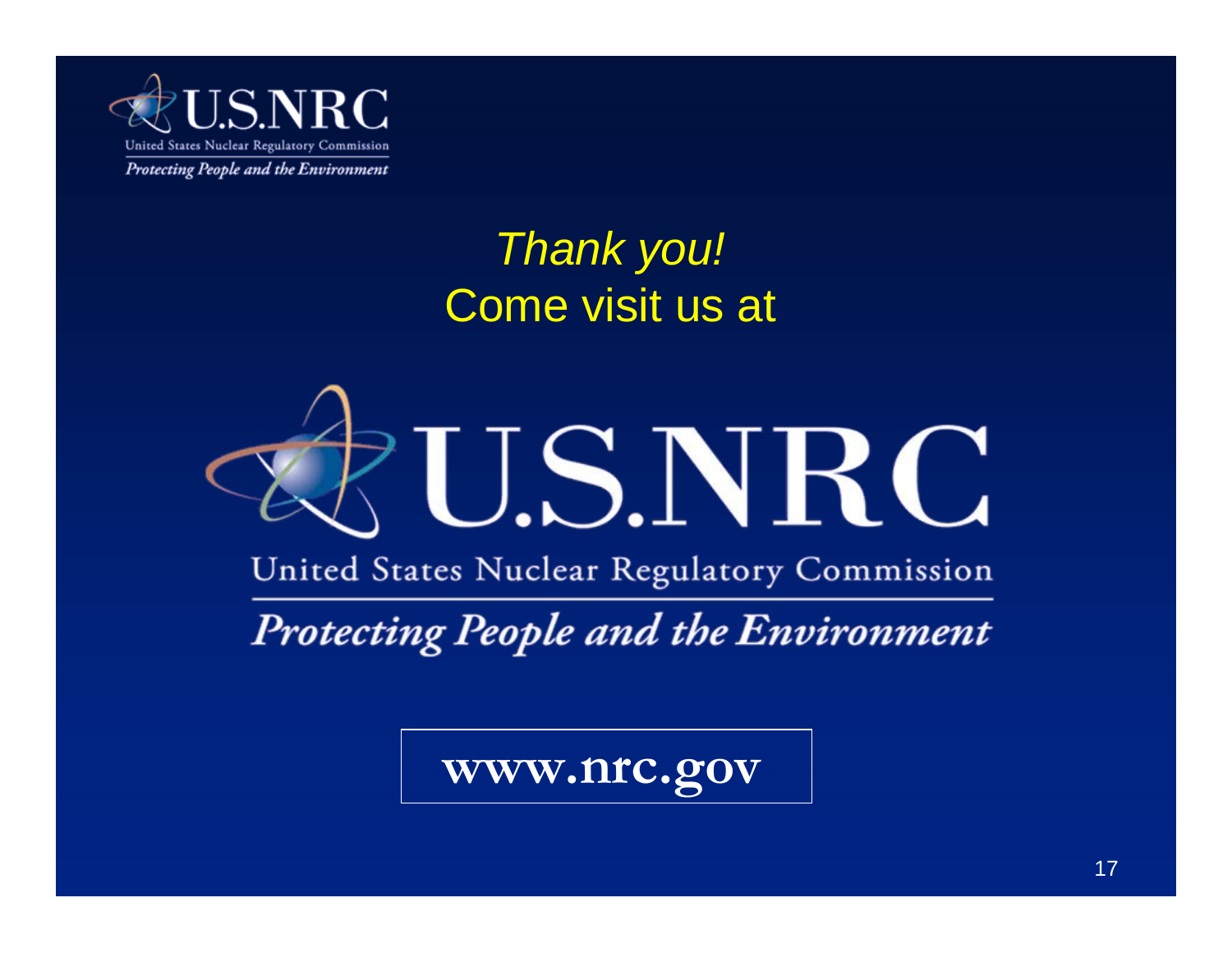U.S.NRC

United States Nuclear Regulatory Commission

*Protecting People and the Environment*

*Thank you!*

Come visit us at

U.S.NRC

United States Nuclear Regulatory Commission

*Protecting People and the Environment*

**www.nrc.gov**